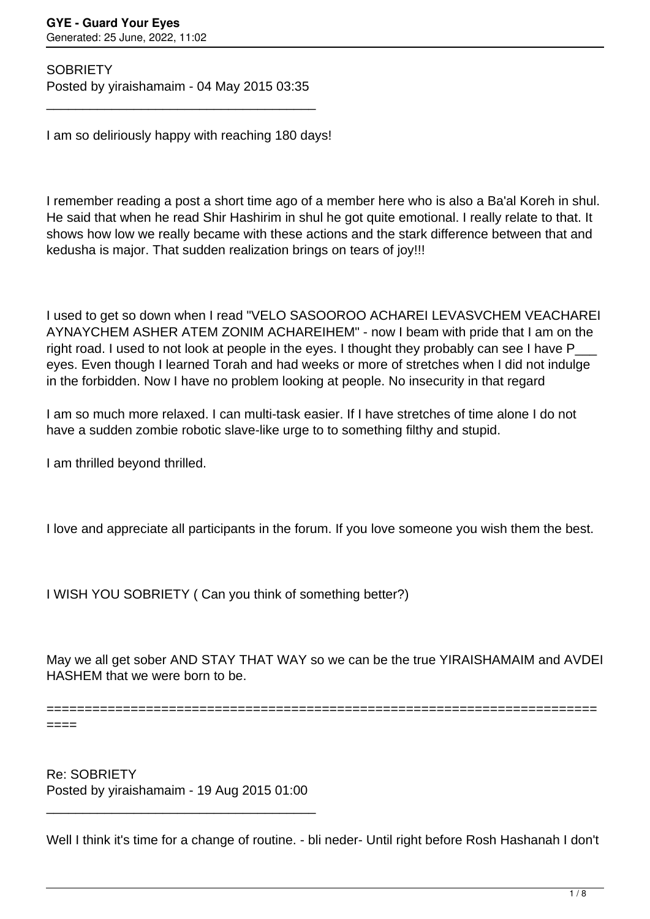SOBRIETY
Posted by yiraishamaim - 04 May 2015 03:35

_____________________________________

I am so deliriously happy with reaching 180 days!

I remember reading a post a short time ago of a member here who is also a Ba'al Koreh in shul. He said that when he read Shir Hashirim in shul he got quite emotional. I really relate to that. It shows how low we really became with these actions and the stark difference between that and kedusha is major. That sudden realization brings on tears of joy!!!

I used to get so down when I read "VELO SASOOROO ACHAREI LEVASVCHEM VEACHAREI AYNAYCHEM ASHER ATEM ZONIM ACHAREIHEM" - now I beam with pride that I am on the right road. I used to not look at people in the eyes. I thought they probably can see I have P___ eyes. Even though I learned Torah and had weeks or more of stretches when I did not indulge in the forbidden. Now I have no problem looking at people. No insecurity in that regard

I am so much more relaxed. I can multi-task easier. If I have stretches of time alone I do not have a sudden zombie robotic slave-like urge to to something filthy and stupid.

I am thrilled beyond thrilled.

I love and appreciate all participants in the forum. If you love someone you wish them the best.

I WISH YOU SOBRIETY ( Can you think of something better?)

May we all get sober AND STAY THAT WAY so we can be the true YIRAISHAMAIM and AVDEI HASHEM that we were born to be.

========================================================================

Re: SOBRIETY
Posted by yiraishamaim - 19 Aug 2015 01:00

_____________________________________

Well I think it's time for a change of routine. - bli neder- Until right before Rosh Hashanah I don't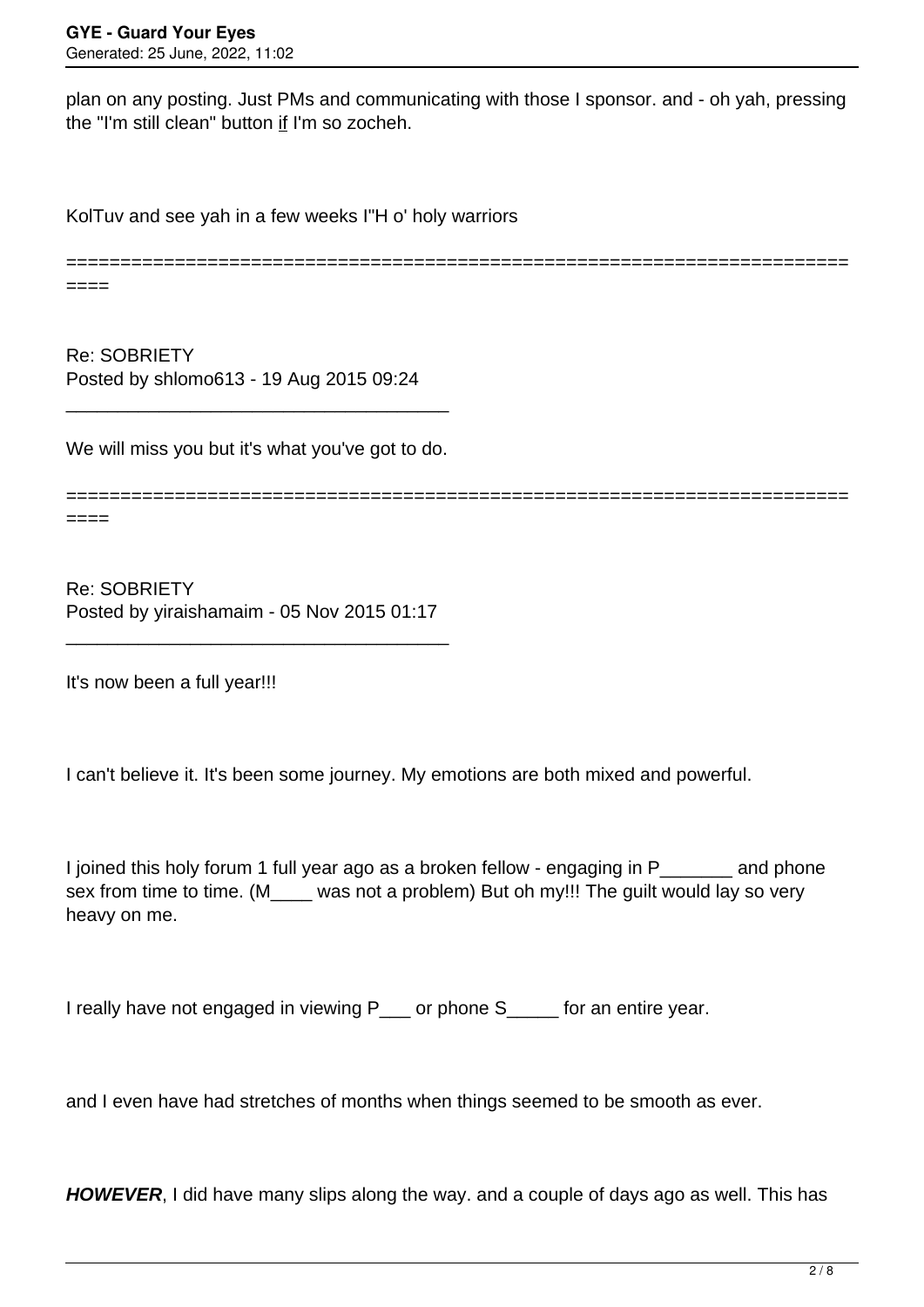plan on any posting. Just PMs and communicating with those I sponsor. and - oh yah, pressing the "I'm still clean" button <u>if</u> I'm so zocheh.

KolTuv and see yah in a few weeks I"H o' holy warriors

========================================================================

Re: SOBRIETY
Posted by shlomo613 - 19 Aug 2015 09:24

_____________________________________

We will miss you but it's what you've got to do.

========================================================================

Re: SOBRIETY
Posted by yiraishamaim - 05 Nov 2015 01:17

_____________________________________

It's now been a full year!!!

I can't believe it. It's been some journey. My emotions are both mixed and powerful.

I joined this holy forum 1 full year ago as a broken fellow - engaging in P_______ and phone sex from time to time. (M____ was not a problem) But oh my!!! The guilt would lay so very heavy on me.

I really have not engaged in viewing P___ or phone S_____ for an entire year.

and I even have had stretches of months when things seemed to be smooth as ever.

***HOWEVER***, I did have many slips along the way. and a couple of days ago as well. This has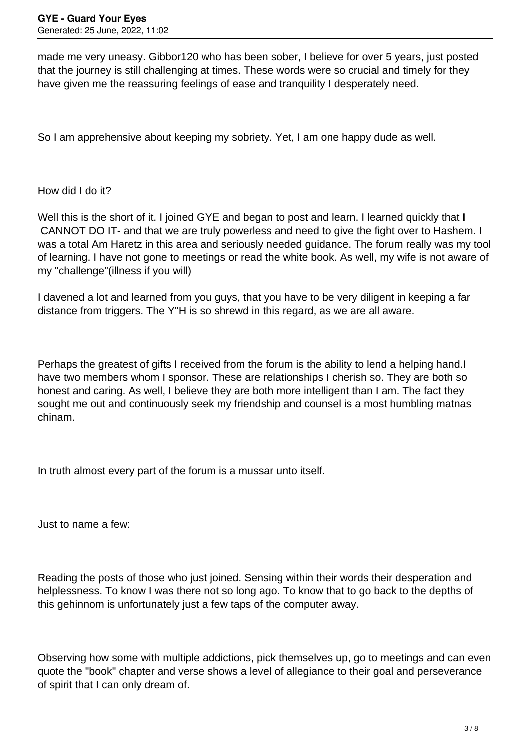made me very uneasy. Gibbor120 who has been sober, I believe for over 5 years, just posted that the journey is still challenging at times. These words were so crucial and timely for they have given me the reassuring feelings of ease and tranquility I desperately need.

So I am apprehensive about keeping my sobriety. Yet, I am one happy dude as well.

How did I do it?

Well this is the short of it. I joined GYE and began to post and learn. I learned quickly that **I** CANNOT DO IT- and that we are truly powerless and need to give the fight over to Hashem. I was a total Am Haretz in this area and seriously needed guidance. The forum really was my tool of learning. I have not gone to meetings or read the white book. As well, my wife is not aware of my "challenge"(illness if you will)

I davened a lot and learned from you guys, that you have to be very diligent in keeping a far distance from triggers. The Y"H is so shrewd in this regard, as we are all aware.

Perhaps the greatest of gifts I received from the forum is the ability to lend a helping hand.I have two members whom I sponsor. These are relationships I cherish so. They are both so honest and caring. As well, I believe they are both more intelligent than I am. The fact they sought me out and continuously seek my friendship and counsel is a most humbling matnas chinam.

In truth almost every part of the forum is a mussar unto itself.

Just to name a few:

Reading the posts of those who just joined. Sensing within their words their desperation and helplessness. To know I was there not so long ago. To know that to go back to the depths of this gehinnom is unfortunately just a few taps of the computer away.

Observing how some with multiple addictions, pick themselves up, go to meetings and can even quote the "book" chapter and verse shows a level of allegiance to their goal and perseverance of spirit that I can only dream of.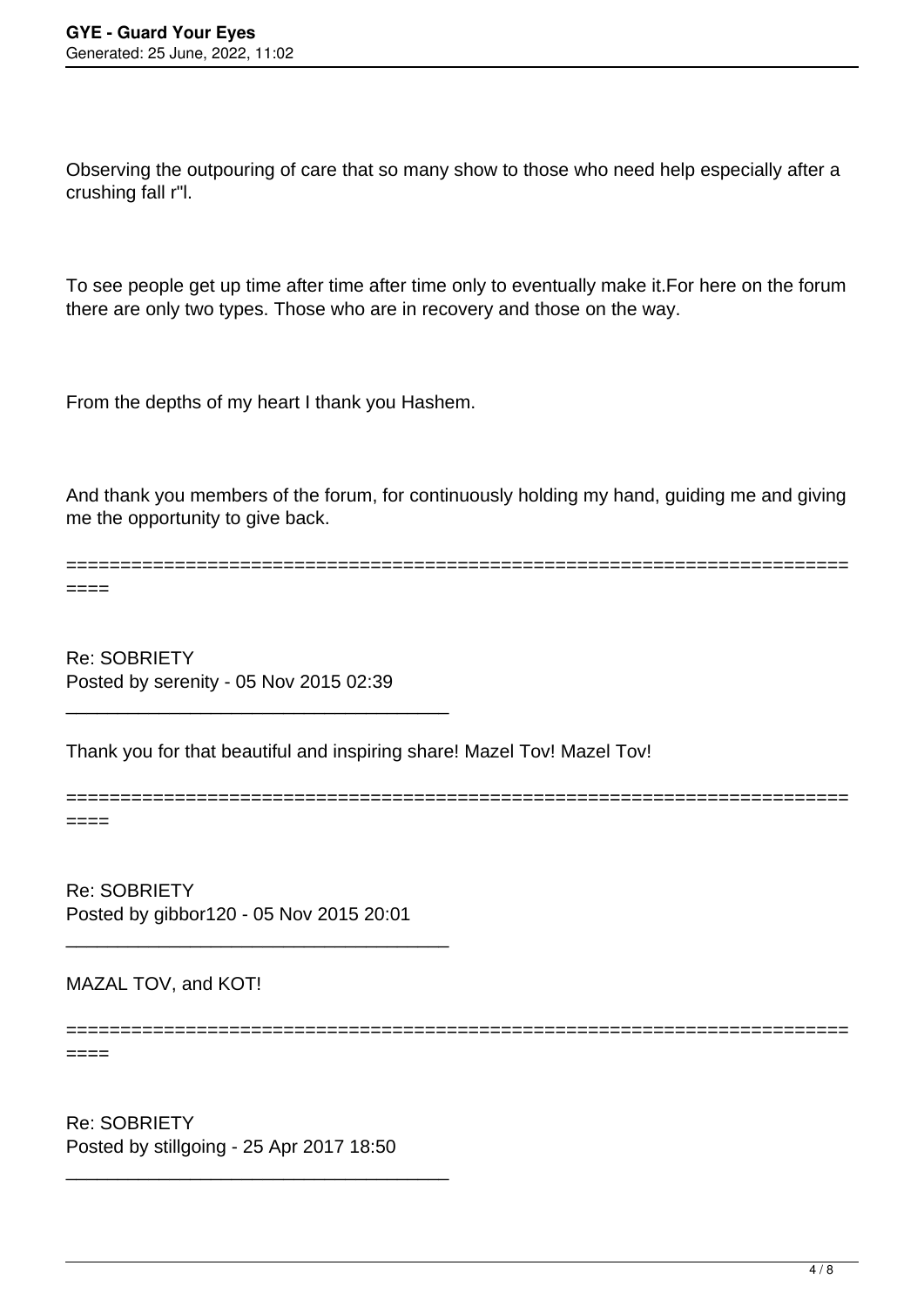Observing the outpouring of care that so many show to those who need help especially after a crushing fall r"l.

To see people get up time after time after time only to eventually make it.For here on the forum there are only two types. Those who are in recovery and those on the way.

From the depths of my heart I thank you Hashem.

And thank you members of the forum, for continuously holding my hand, guiding me and giving me the opportunity to give back.

============================================================================

Re: SOBRIETY
Posted by serenity - 05 Nov 2015 02:39

_____________________________________

Thank you for that beautiful and inspiring share! Mazel Tov! Mazel Tov!

============================================================================

Re: SOBRIETY
Posted by gibbor120 - 05 Nov 2015 20:01

_____________________________________

MAZAL TOV, and KOT!

============================================================================

Re: SOBRIETY
Posted by stillgoing - 25 Apr 2017 18:50

_____________________________________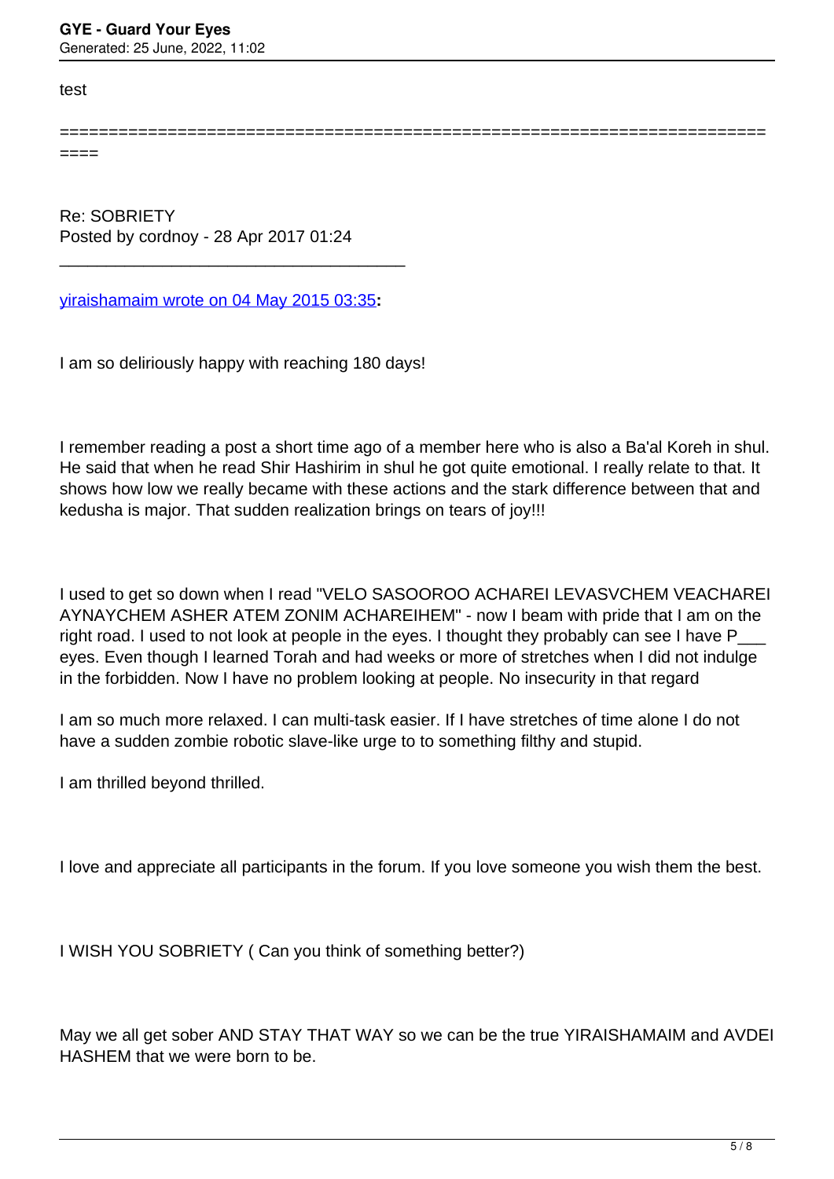test

============================================================================

Re: SOBRIETY
Posted by cordnoy - 28 Apr 2017 01:24

_____________________________________

yiraishamaim wrote on 04 May 2015 03:35**:**

I am so deliriously happy with reaching 180 days!

I remember reading a post a short time ago of a member here who is also a Ba'al Koreh in shul. He said that when he read Shir Hashirim in shul he got quite emotional. I really relate to that. It shows how low we really became with these actions and the stark difference between that and kedusha is major. That sudden realization brings on tears of joy!!!

I used to get so down when I read "VELO SASOOROO ACHAREI LEVASVCHEM VEACHAREI AYNAYCHEM ASHER ATEM ZONIM ACHAREIHEM" - now I beam with pride that I am on the right road. I used to not look at people in the eyes. I thought they probably can see I have P___ eyes. Even though I learned Torah and had weeks or more of stretches when I did not indulge in the forbidden. Now I have no problem looking at people. No insecurity in that regard

I am so much more relaxed. I can multi-task easier. If I have stretches of time alone I do not have a sudden zombie robotic slave-like urge to to something filthy and stupid.

I am thrilled beyond thrilled.

I love and appreciate all participants in the forum. If you love someone you wish them the best.

I WISH YOU SOBRIETY ( Can you think of something better?)

May we all get sober AND STAY THAT WAY so we can be the true YIRAISHAMAIM and AVDEI HASHEM that we were born to be.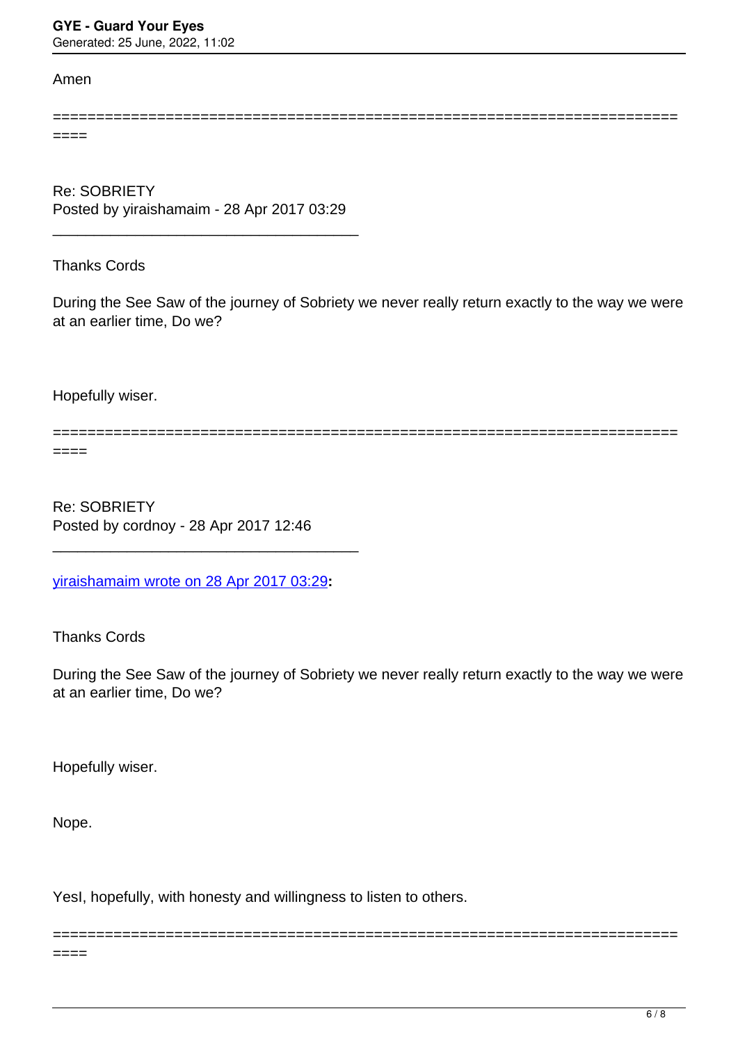Amen

============================================================================

Re: SOBRIETY
Posted by yiraishamaim - 28 Apr 2017 03:29

_____________________________________

Thanks Cords

During the See Saw of the journey of Sobriety we never really return exactly to the way we were at an earlier time, Do we?

Hopefully wiser.

============================================================================

Re: SOBRIETY
Posted by cordnoy - 28 Apr 2017 12:46

_____________________________________

[yiraishamaim wrote on 28 Apr 2017 03:29](#)**:**

Thanks Cords

During the See Saw of the journey of Sobriety we never really return exactly to the way we were at an earlier time, Do we?

Hopefully wiser.

Nope.

YesI, hopefully, with honesty and willingness to listen to others.

============================================================================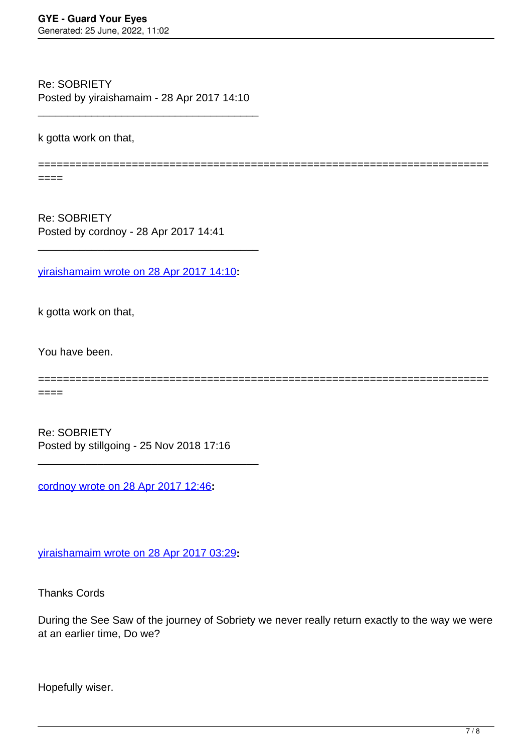Re: SOBRIETY
Posted by yiraishamaim - 28 Apr 2017 14:10

_____________________________________

k gotta work on that,

============================================================================

Re: SOBRIETY
Posted by cordnoy - 28 Apr 2017 14:41

_____________________________________

yiraishamaim wrote on 28 Apr 2017 14:10**:**

k gotta work on that,

You have been.

============================================================================

Re: SOBRIETY
Posted by stillgoing - 25 Nov 2018 17:16

_____________________________________

cordnoy wrote on 28 Apr 2017 12:46**:**

yiraishamaim wrote on 28 Apr 2017 03:29**:**

Thanks Cords

During the See Saw of the journey of Sobriety we never really return exactly to the way we were at an earlier time, Do we?

Hopefully wiser.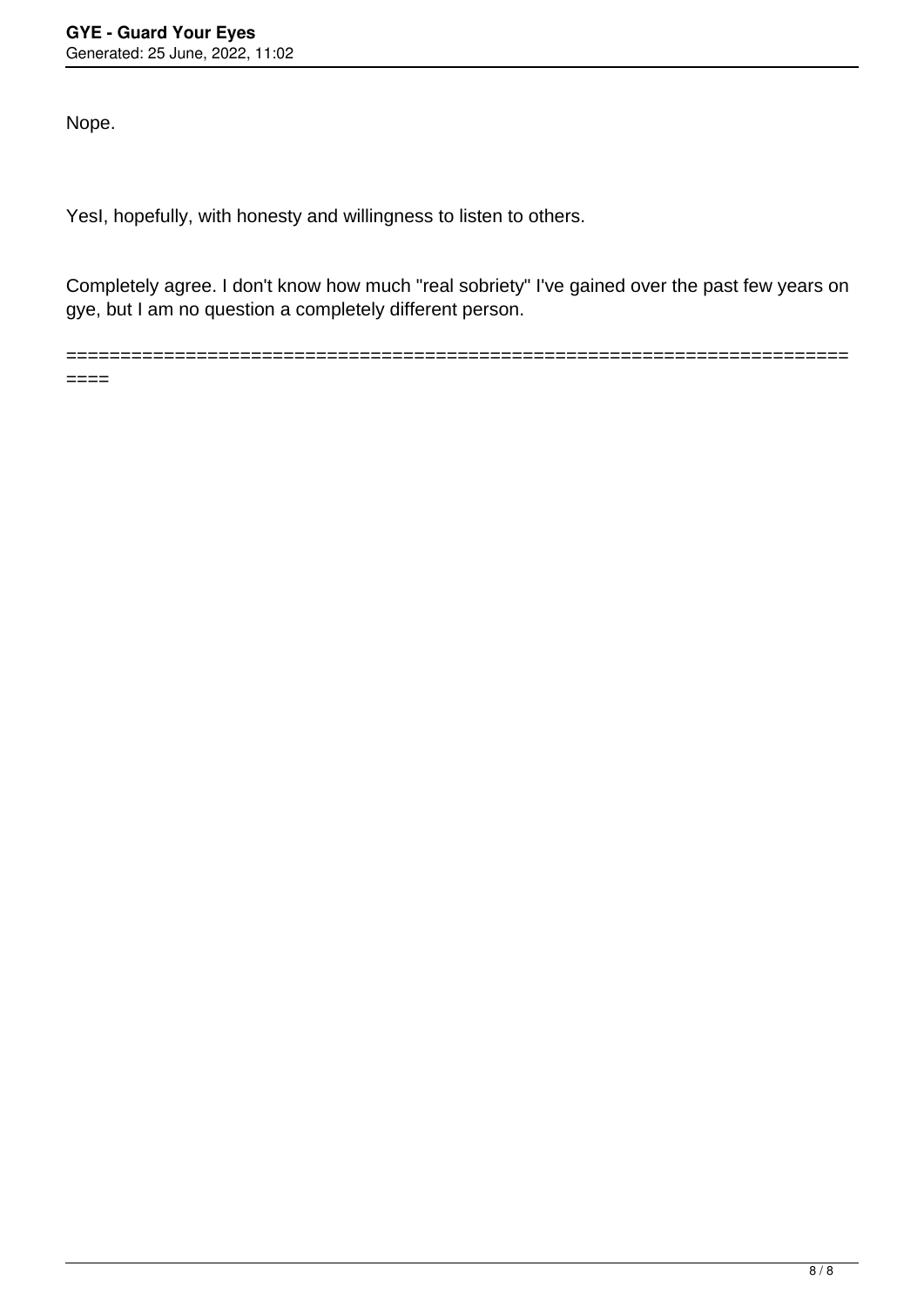Nope.

YesI, hopefully, with honesty and willingness to listen to others.

Completely agree. I don't know how much "real sobriety" I've gained over the past few years on gye, but I am no question a completely different person.

============================================================================